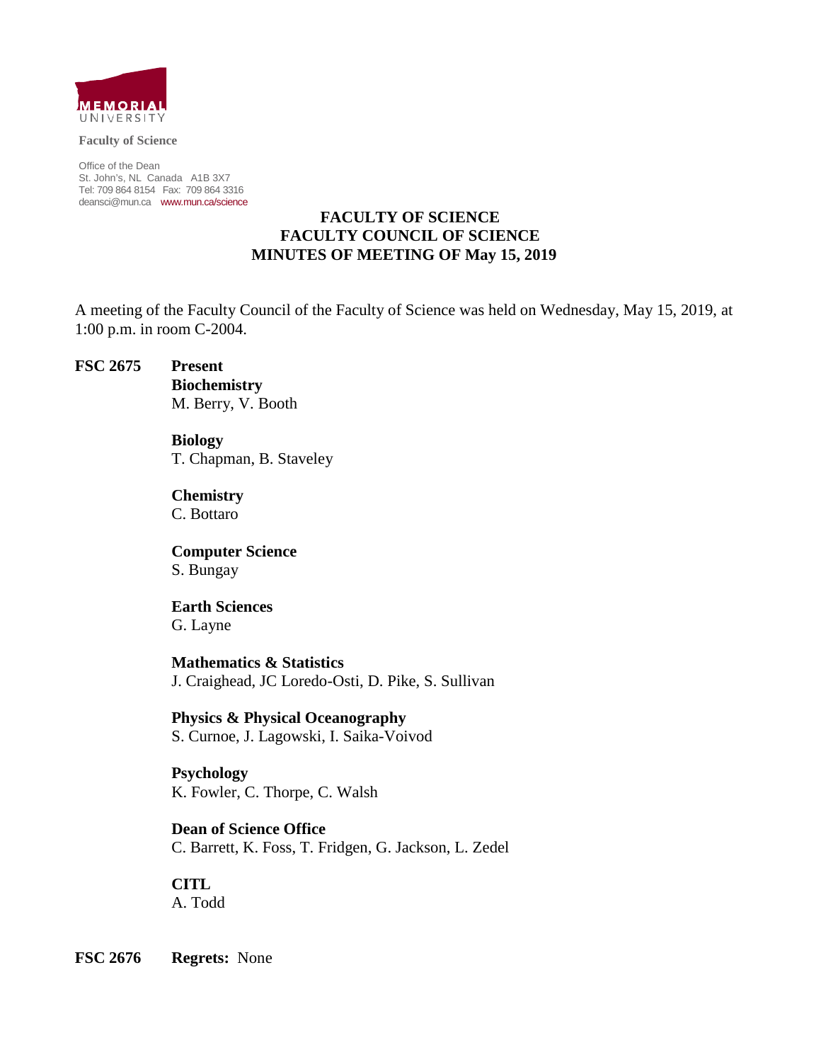**Faculty of Science**

Office of the Dean
St. John's, NL Canada A1B 3X7
Tel: 709 864 8154 Fax: 709 864 3316
deansci@mun.ca www.mun.ca/science

# FACULTY OF SCIENCE
# FACULTY COUNCIL OF SCIENCE
# MINUTES OF MEETING OF May 15, 2019

A meeting of the Faculty Council of the Faculty of Science was held on Wednesday, May 15, 2019, at 1:00 p.m. in room C-2004.

**FSC 2675** **Present**

**Biochemistry**
M. Berry, V. Booth

**Biology**
T. Chapman, B. Staveley

**Chemistry**
C. Bottaro

**Computer Science**
S. Bungay

**Earth Sciences**
G. Layne

**Mathematics & Statistics**
J. Craighead, JC Loredo-Osti, D. Pike, S. Sullivan

**Physics & Physical Oceanography**
S. Curnoe, J. Lagowski, I. Saika-Voivod

**Psychology**
K. Fowler, C. Thorpe, C. Walsh

**Dean of Science Office**
C. Barrett, K. Foss, T. Fridgen, G. Jackson, L. Zedel

**CITL**
A. Todd

**FSC 2676** **Regrets:** None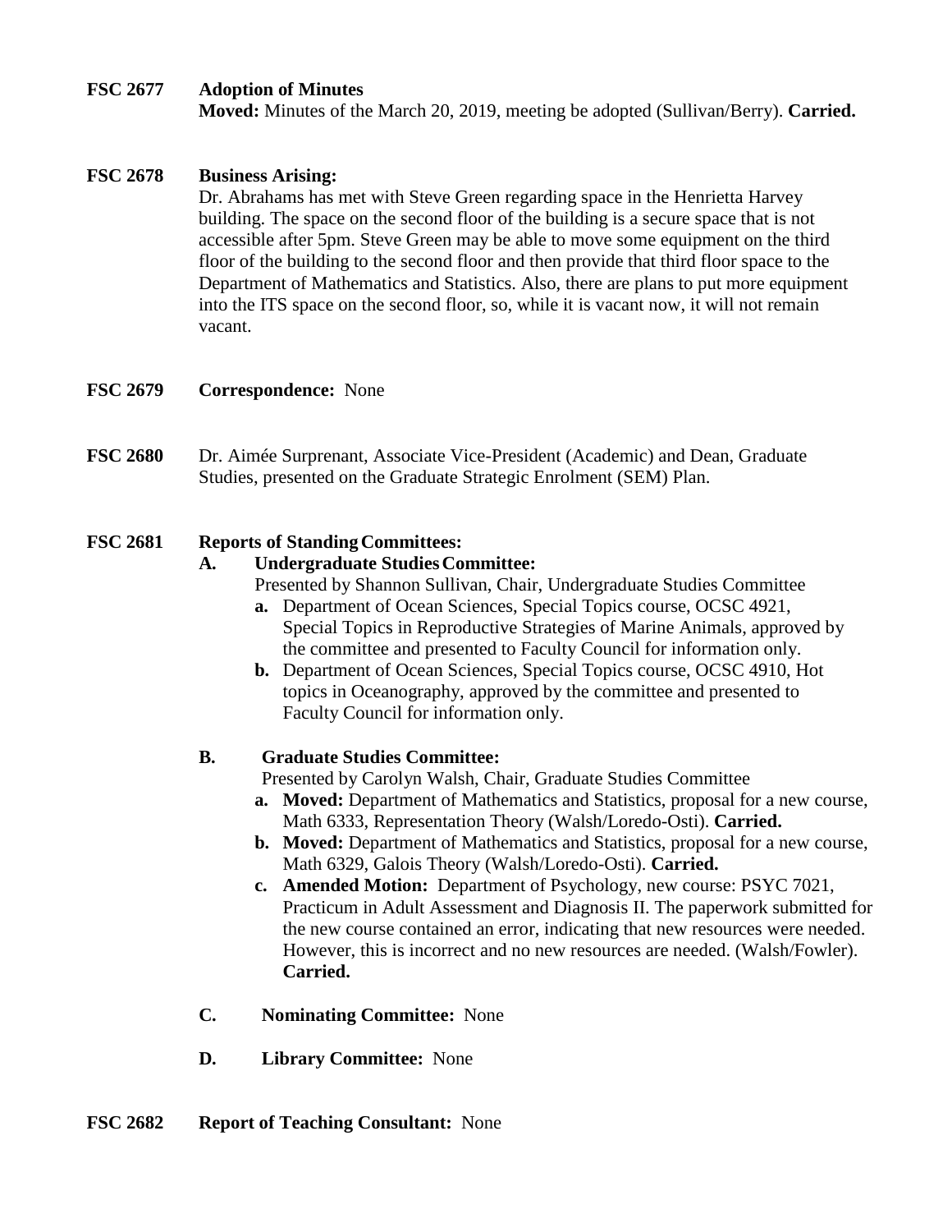**FSC 2677 Adoption of Minutes**

**Moved:** Minutes of the March 20, 2019, meeting be adopted (Sullivan/Berry). **Carried.**

**FSC 2678 Business Arising:**

Dr. Abrahams has met with Steve Green regarding space in the Henrietta Harvey building. The space on the second floor of the building is a secure space that is not accessible after 5pm. Steve Green may be able to move some equipment on the third floor of the building to the second floor and then provide that third floor space to the Department of Mathematics and Statistics. Also, there are plans to put more equipment into the ITS space on the second floor, so, while it is vacant now, it will not remain vacant.

**FSC 2679 Correspondence:** None

**FSC 2680** Dr. Aimée Surprenant, Associate Vice-President (Academic) and Dean, Graduate Studies, presented on the Graduate Strategic Enrolment (SEM) Plan.

**FSC 2681 Reports of Standing Committees:**

**A. Undergraduate Studies Committee:**

Presented by Shannon Sullivan, Chair, Undergraduate Studies Committee

- **a.** Department of Ocean Sciences, Special Topics course, OCSC 4921, Special Topics in Reproductive Strategies of Marine Animals, approved by the committee and presented to Faculty Council for information only.
- **b.** Department of Ocean Sciences, Special Topics course, OCSC 4910, Hot topics in Oceanography, approved by the committee and presented to Faculty Council for information only.

**B. Graduate Studies Committee:**

Presented by Carolyn Walsh, Chair, Graduate Studies Committee

- **a. Moved:** Department of Mathematics and Statistics, proposal for a new course, Math 6333, Representation Theory (Walsh/Loredo-Osti). **Carried.**
- **b. Moved:** Department of Mathematics and Statistics, proposal for a new course, Math 6329, Galois Theory (Walsh/Loredo-Osti). **Carried.**
- **c. Amended Motion:** Department of Psychology, new course: PSYC 7021, Practicum in Adult Assessment and Diagnosis II. The paperwork submitted for the new course contained an error, indicating that new resources were needed. However, this is incorrect and no new resources are needed. (Walsh/Fowler). **Carried.**

**C. Nominating Committee:** None

**D. Library Committee:** None

**FSC 2682 Report of Teaching Consultant:** None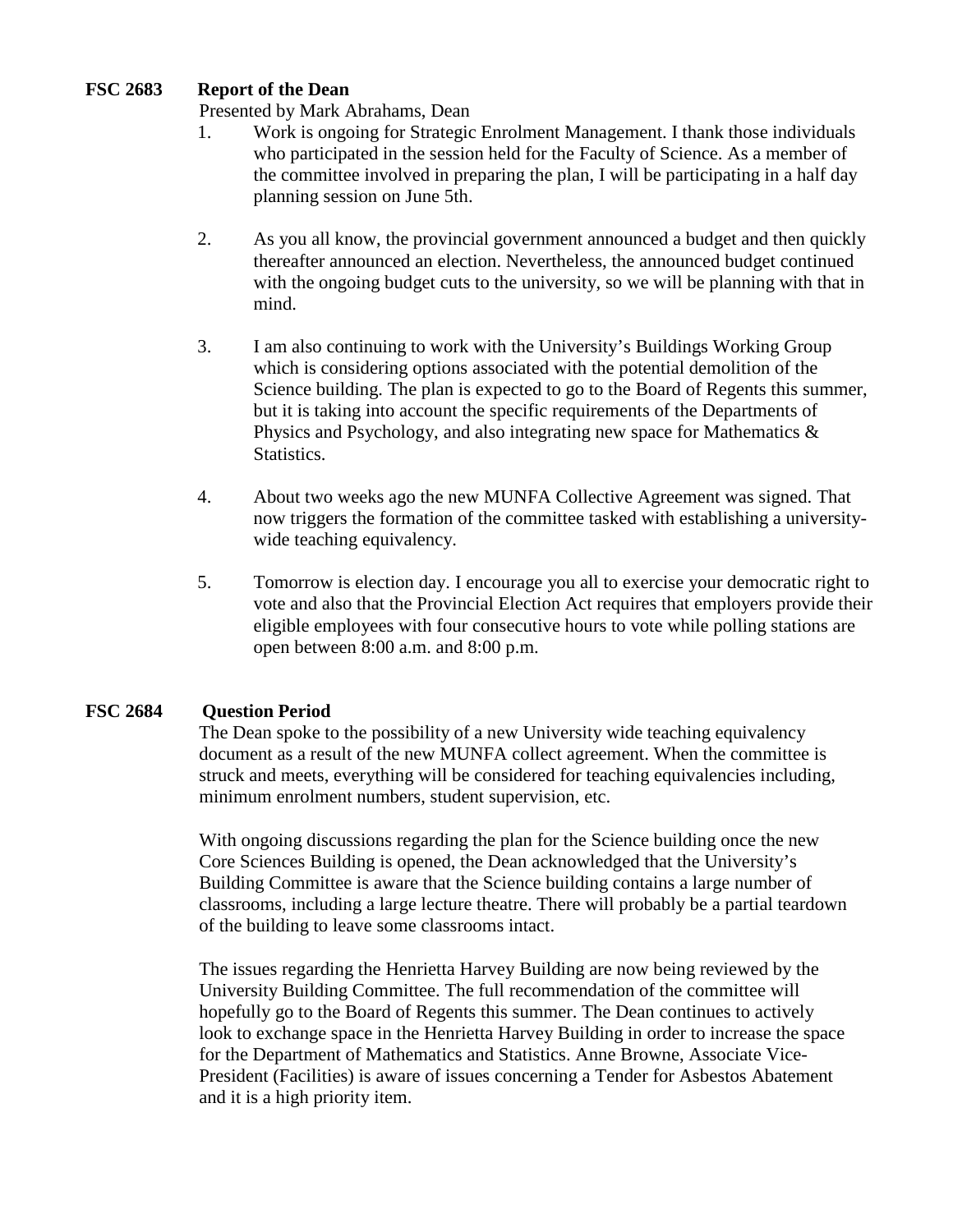**FSC 2683 Report of the Dean**

Presented by Mark Abrahams, Dean

1. Work is ongoing for Strategic Enrolment Management. I thank those individuals who participated in the session held for the Faculty of Science. As a member of the committee involved in preparing the plan, I will be participating in a half day planning session on June 5th.

2. As you all know, the provincial government announced a budget and then quickly thereafter announced an election. Nevertheless, the announced budget continued with the ongoing budget cuts to the university, so we will be planning with that in mind.

3. I am also continuing to work with the University's Buildings Working Group which is considering options associated with the potential demolition of the Science building. The plan is expected to go to the Board of Regents this summer, but it is taking into account the specific requirements of the Departments of Physics and Psychology, and also integrating new space for Mathematics & Statistics.

4. About two weeks ago the new MUNFA Collective Agreement was signed. That now triggers the formation of the committee tasked with establishing a university-wide teaching equivalency.

5. Tomorrow is election day. I encourage you all to exercise your democratic right to vote and also that the Provincial Election Act requires that employers provide their eligible employees with four consecutive hours to vote while polling stations are open between 8:00 a.m. and 8:00 p.m.

**FSC 2684 Question Period**

The Dean spoke to the possibility of a new University wide teaching equivalency document as a result of the new MUNFA collect agreement. When the committee is struck and meets, everything will be considered for teaching equivalencies including, minimum enrolment numbers, student supervision, etc.

With ongoing discussions regarding the plan for the Science building once the new Core Sciences Building is opened, the Dean acknowledged that the University's Building Committee is aware that the Science building contains a large number of classrooms, including a large lecture theatre. There will probably be a partial teardown of the building to leave some classrooms intact.

The issues regarding the Henrietta Harvey Building are now being reviewed by the University Building Committee. The full recommendation of the committee will hopefully go to the Board of Regents this summer. The Dean continues to actively look to exchange space in the Henrietta Harvey Building in order to increase the space for the Department of Mathematics and Statistics. Anne Browne, Associate Vice-President (Facilities) is aware of issues concerning a Tender for Asbestos Abatement and it is a high priority item.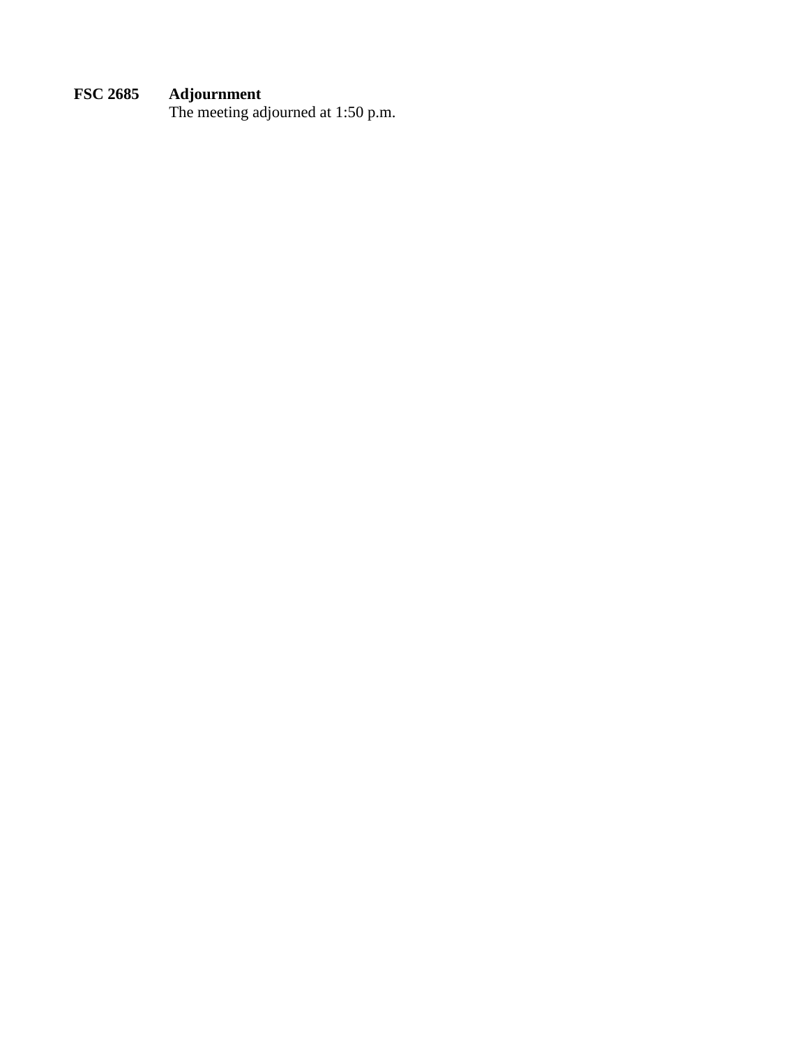**FSC 2685 Adjournment**

The meeting adjourned at 1:50 p.m.